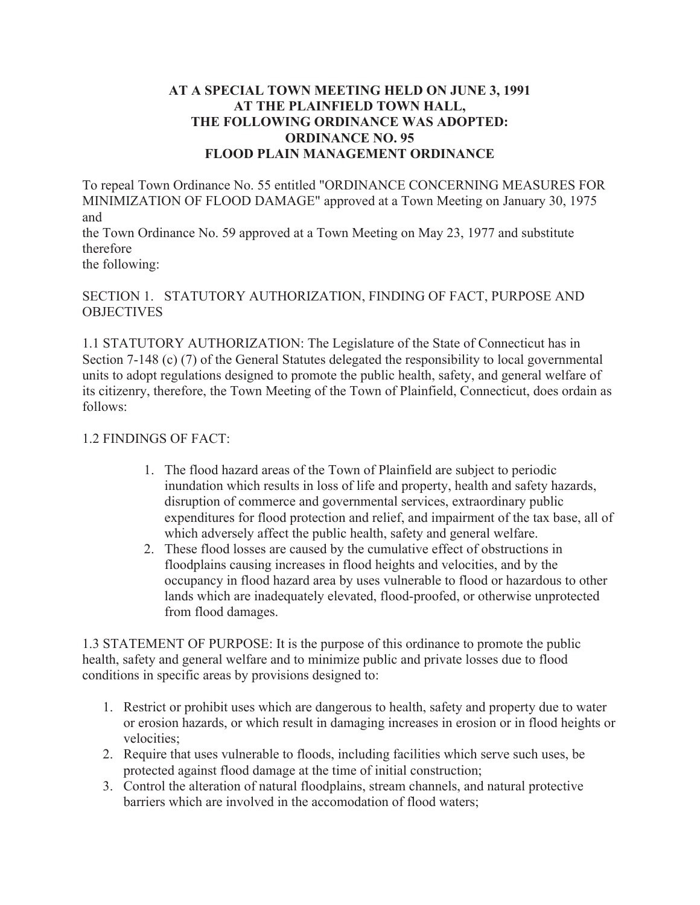**AT A SPECIAL TOWN MEETING HELD ON JUNE 3, 1991**
**AT THE PLAINFIELD TOWN HALL,**
**THE FOLLOWING ORDINANCE WAS ADOPTED:**
**ORDINANCE NO. 95**
**FLOOD PLAIN MANAGEMENT ORDINANCE**

To repeal Town Ordinance No. 55 entitled "ORDINANCE CONCERNING MEASURES FOR MINIMIZATION OF FLOOD DAMAGE" approved at a Town Meeting on January 30, 1975 and
the Town Ordinance No. 59 approved at a Town Meeting on May 23, 1977 and substitute therefore
the following:

SECTION 1. STATUTORY AUTHORIZATION, FINDING OF FACT, PURPOSE AND OBJECTIVES

1.1 STATUTORY AUTHORIZATION: The Legislature of the State of Connecticut has in Section 7-148 (c) (7) of the General Statutes delegated the responsibility to local governmental units to adopt regulations designed to promote the public health, safety, and general welfare of its citizenry, therefore, the Town Meeting of the Town of Plainfield, Connecticut, does ordain as follows:

1.2 FINDINGS OF FACT:

1. The flood hazard areas of the Town of Plainfield are subject to periodic inundation which results in loss of life and property, health and safety hazards, disruption of commerce and governmental services, extraordinary public expenditures for flood protection and relief, and impairment of the tax base, all of which adversely affect the public health, safety and general welfare.
2. These flood losses are caused by the cumulative effect of obstructions in floodplains causing increases in flood heights and velocities, and by the occupancy in flood hazard area by uses vulnerable to flood or hazardous to other lands which are inadequately elevated, flood-proofed, or otherwise unprotected from flood damages.

1.3 STATEMENT OF PURPOSE: It is the purpose of this ordinance to promote the public health, safety and general welfare and to minimize public and private losses due to flood conditions in specific areas by provisions designed to:

1. Restrict or prohibit uses which are dangerous to health, safety and property due to water or erosion hazards, or which result in damaging increases in erosion or in flood heights or velocities;
2. Require that uses vulnerable to floods, including facilities which serve such uses, be protected against flood damage at the time of initial construction;
3. Control the alteration of natural floodplains, stream channels, and natural protective barriers which are involved in the accomodation of flood waters;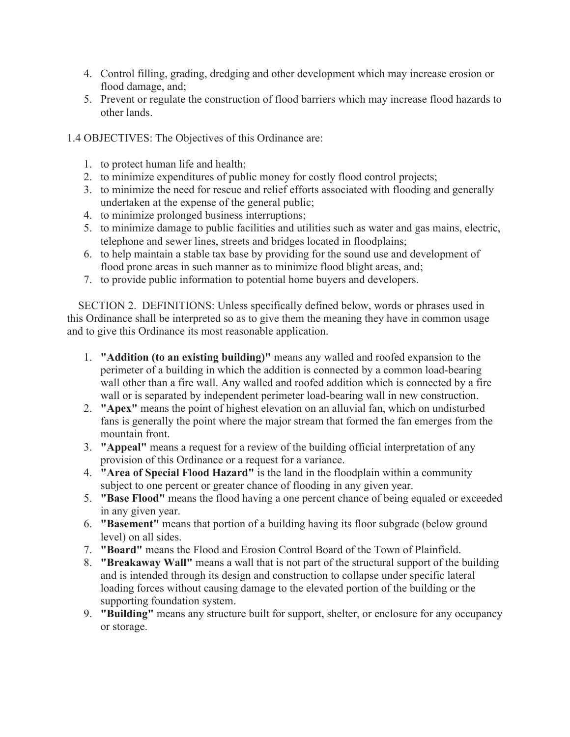4. Control filling, grading, dredging and other development which may increase erosion or flood damage, and;
5. Prevent or regulate the construction of flood barriers which may increase flood hazards to other lands.

1.4 OBJECTIVES: The Objectives of this Ordinance are:

1. to protect human life and health;
2. to minimize expenditures of public money for costly flood control projects;
3. to minimize the need for rescue and relief efforts associated with flooding and generally undertaken at the expense of the general public;
4. to minimize prolonged business interruptions;
5. to minimize damage to public facilities and utilities such as water and gas mains, electric, telephone and sewer lines, streets and bridges located in floodplains;
6. to help maintain a stable tax base by providing for the sound use and development of flood prone areas in such manner as to minimize flood blight areas, and;
7. to provide public information to potential home buyers and developers.

SECTION 2. DEFINITIONS: Unless specifically defined below, words or phrases used in this Ordinance shall be interpreted so as to give them the meaning they have in common usage and to give this Ordinance its most reasonable application.

1. **"Addition (to an existing building)"** means any walled and roofed expansion to the perimeter of a building in which the addition is connected by a common load-bearing wall other than a fire wall. Any walled and roofed addition which is connected by a fire wall or is separated by independent perimeter load-bearing wall in new construction.
2. **"Apex"** means the point of highest elevation on an alluvial fan, which on undisturbed fans is generally the point where the major stream that formed the fan emerges from the mountain front.
3. **"Appeal"** means a request for a review of the building official interpretation of any provision of this Ordinance or a request for a variance.
4. **"Area of Special Flood Hazard"** is the land in the floodplain within a community subject to one percent or greater chance of flooding in any given year.
5. **"Base Flood"** means the flood having a one percent chance of being equaled or exceeded in any given year.
6. **"Basement"** means that portion of a building having its floor subgrade (below ground level) on all sides.
7. **"Board"** means the Flood and Erosion Control Board of the Town of Plainfield.
8. **"Breakaway Wall"** means a wall that is not part of the structural support of the building and is intended through its design and construction to collapse under specific lateral loading forces without causing damage to the elevated portion of the building or the supporting foundation system.
9. **"Building"** means any structure built for support, shelter, or enclosure for any occupancy or storage.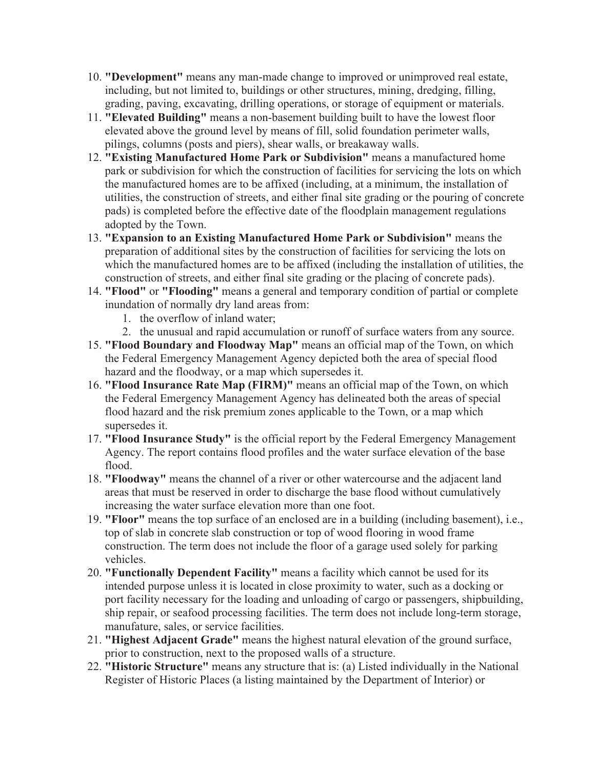10. **"Development"** means any man-made change to improved or unimproved real estate, including, but not limited to, buildings or other structures, mining, dredging, filling, grading, paving, excavating, drilling operations, or storage of equipment or materials.
11. **"Elevated Building"** means a non-basement building built to have the lowest floor elevated above the ground level by means of fill, solid foundation perimeter walls, pilings, columns (posts and piers), shear walls, or breakaway walls.
12. **"Existing Manufactured Home Park or Subdivision"** means a manufactured home park or subdivision for which the construction of facilities for servicing the lots on which the manufactured homes are to be affixed (including, at a minimum, the installation of utilities, the construction of streets, and either final site grading or the pouring of concrete pads) is completed before the effective date of the floodplain management regulations adopted by the Town.
13. **"Expansion to an Existing Manufactured Home Park or Subdivision"** means the preparation of additional sites by the construction of facilities for servicing the lots on which the manufactured homes are to be affixed (including the installation of utilities, the construction of streets, and either final site grading or the placing of concrete pads).
14. **"Flood"** or **"Flooding"** means a general and temporary condition of partial or complete inundation of normally dry land areas from:
    1. the overflow of inland water;
    2. the unusual and rapid accumulation or runoff of surface waters from any source.
15. **"Flood Boundary and Floodway Map"** means an official map of the Town, on which the Federal Emergency Management Agency depicted both the area of special flood hazard and the floodway, or a map which supersedes it.
16. **"Flood Insurance Rate Map (FIRM)"** means an official map of the Town, on which the Federal Emergency Management Agency has delineated both the areas of special flood hazard and the risk premium zones applicable to the Town, or a map which supersedes it.
17. **"Flood Insurance Study"** is the official report by the Federal Emergency Management Agency. The report contains flood profiles and the water surface elevation of the base flood.
18. **"Floodway"** means the channel of a river or other watercourse and the adjacent land areas that must be reserved in order to discharge the base flood without cumulatively increasing the water surface elevation more than one foot.
19. **"Floor"** means the top surface of an enclosed are in a building (including basement), i.e., top of slab in concrete slab construction or top of wood flooring in wood frame construction. The term does not include the floor of a garage used solely for parking vehicles.
20. **"Functionally Dependent Facility"** means a facility which cannot be used for its intended purpose unless it is located in close proximity to water, such as a docking or port facility necessary for the loading and unloading of cargo or passengers, shipbuilding, ship repair, or seafood processing facilities. The term does not include long-term storage, manufature, sales, or service facilities.
21. **"Highest Adjacent Grade"** means the highest natural elevation of the ground surface, prior to construction, next to the proposed walls of a structure.
22. **"Historic Structure"** means any structure that is: (a) Listed individually in the National Register of Historic Places (a listing maintained by the Department of Interior) or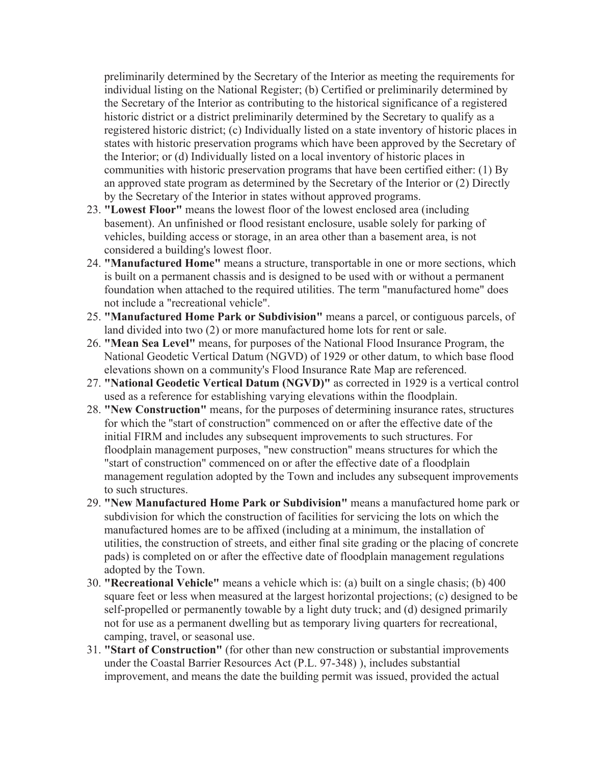preliminarily determined by the Secretary of the Interior as meeting the requirements for individual listing on the National Register; (b) Certified or preliminarily determined by the Secretary of the Interior as contributing to the historical significance of a registered historic district or a district preliminarily determined by the Secretary to qualify as a registered historic district; (c) Individually listed on a state inventory of historic places in states with historic preservation programs which have been approved by the Secretary of the Interior; or (d) Individually listed on a local inventory of historic places in communities with historic preservation programs that have been certified either: (1) By an approved state program as determined by the Secretary of the Interior or (2) Directly by the Secretary of the Interior in states without approved programs.

23. **"Lowest Floor"** means the lowest floor of the lowest enclosed area (including basement). An unfinished or flood resistant enclosure, usable solely for parking of vehicles, building access or storage, in an area other than a basement area, is not considered a building's lowest floor.
24. **"Manufactured Home"** means a structure, transportable in one or more sections, which is built on a permanent chassis and is designed to be used with or without a permanent foundation when attached to the required utilities. The term "manufactured home" does not include a "recreational vehicle".
25. **"Manufactured Home Park or Subdivision"** means a parcel, or contiguous parcels, of land divided into two (2) or more manufactured home lots for rent or sale.
26. **"Mean Sea Level"** means, for purposes of the National Flood Insurance Program, the National Geodetic Vertical Datum (NGVD) of 1929 or other datum, to which base flood elevations shown on a community's Flood Insurance Rate Map are referenced.
27. **"National Geodetic Vertical Datum (NGVD)"** as corrected in 1929 is a vertical control used as a reference for establishing varying elevations within the floodplain.
28. **"New Construction"** means, for the purposes of determining insurance rates, structures for which the "start of construction" commenced on or after the effective date of the initial FIRM and includes any subsequent improvements to such structures. For floodplain management purposes, "new construction" means structures for which the "start of construction" commenced on or after the effective date of a floodplain management regulation adopted by the Town and includes any subsequent improvements to such structures.
29. **"New Manufactured Home Park or Subdivision"** means a manufactured home park or subdivision for which the construction of facilities for servicing the lots on which the manufactured homes are to be affixed (including at a minimum, the installation of utilities, the construction of streets, and either final site grading or the placing of concrete pads) is completed on or after the effective date of floodplain management regulations adopted by the Town.
30. **"Recreational Vehicle"** means a vehicle which is: (a) built on a single chasis; (b) 400 square feet or less when measured at the largest horizontal projections; (c) designed to be self-propelled or permanently towable by a light duty truck; and (d) designed primarily not for use as a permanent dwelling but as temporary living quarters for recreational, camping, travel, or seasonal use.
31. **"Start of Construction"** (for other than new construction or substantial improvements under the Coastal Barrier Resources Act (P.L. 97-348) ), includes substantial improvement, and means the date the building permit was issued, provided the actual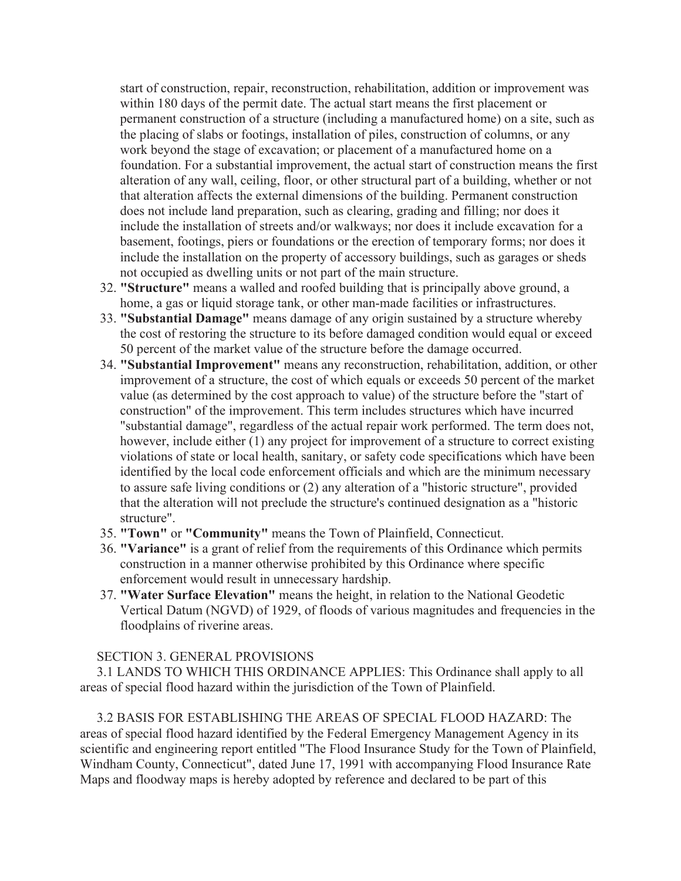start of construction, repair, reconstruction, rehabilitation, addition or improvement was within 180 days of the permit date. The actual start means the first placement or permanent construction of a structure (including a manufactured home) on a site, such as the placing of slabs or footings, installation of piles, construction of columns, or any work beyond the stage of excavation; or placement of a manufactured home on a foundation. For a substantial improvement, the actual start of construction means the first alteration of any wall, ceiling, floor, or other structural part of a building, whether or not that alteration affects the external dimensions of the building. Permanent construction does not include land preparation, such as clearing, grading and filling; nor does it include the installation of streets and/or walkways; nor does it include excavation for a basement, footings, piers or foundations or the erection of temporary forms; nor does it include the installation on the property of accessory buildings, such as garages or sheds not occupied as dwelling units or not part of the main structure.

32. **"Structure"** means a walled and roofed building that is principally above ground, a home, a gas or liquid storage tank, or other man-made facilities or infrastructures.
33. **"Substantial Damage"** means damage of any origin sustained by a structure whereby the cost of restoring the structure to its before damaged condition would equal or exceed 50 percent of the market value of the structure before the damage occurred.
34. **"Substantial Improvement"** means any reconstruction, rehabilitation, addition, or other improvement of a structure, the cost of which equals or exceeds 50 percent of the market value (as determined by the cost approach to value) of the structure before the "start of construction" of the improvement. This term includes structures which have incurred "substantial damage", regardless of the actual repair work performed. The term does not, however, include either (1) any project for improvement of a structure to correct existing violations of state or local health, sanitary, or safety code specifications which have been identified by the local code enforcement officials and which are the minimum necessary to assure safe living conditions or (2) any alteration of a "historic structure", provided that the alteration will not preclude the structure's continued designation as a "historic structure".
35. **"Town"** or **"Community"** means the Town of Plainfield, Connecticut.
36. **"Variance"** is a grant of relief from the requirements of this Ordinance which permits construction in a manner otherwise prohibited by this Ordinance where specific enforcement would result in unnecessary hardship.
37. **"Water Surface Elevation"** means the height, in relation to the National Geodetic Vertical Datum (NGVD) of 1929, of floods of various magnitudes and frequencies in the floodplains of riverine areas.

SECTION 3. GENERAL PROVISIONS

3.1 LANDS TO WHICH THIS ORDINANCE APPLIES: This Ordinance shall apply to all areas of special flood hazard within the jurisdiction of the Town of Plainfield.

3.2 BASIS FOR ESTABLISHING THE AREAS OF SPECIAL FLOOD HAZARD: The areas of special flood hazard identified by the Federal Emergency Management Agency in its scientific and engineering report entitled "The Flood Insurance Study for the Town of Plainfield, Windham County, Connecticut", dated June 17, 1991 with accompanying Flood Insurance Rate Maps and floodway maps is hereby adopted by reference and declared to be part of this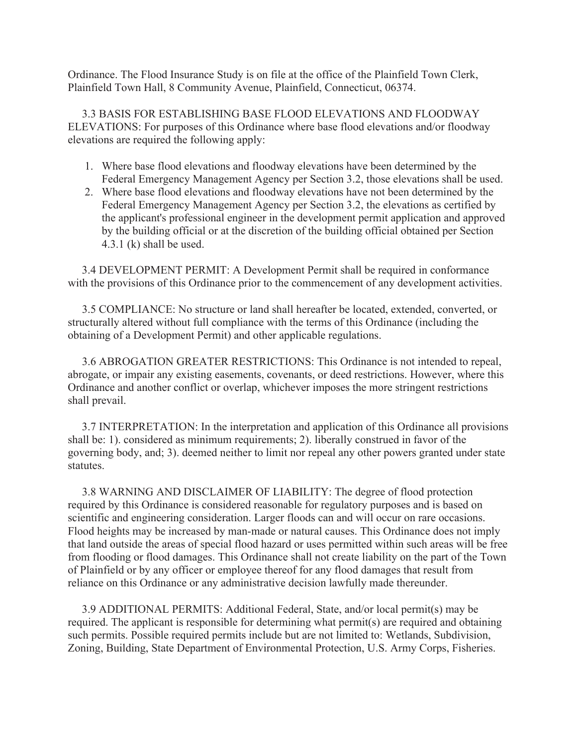Ordinance. The Flood Insurance Study is on file at the office of the Plainfield Town Clerk, Plainfield Town Hall, 8 Community Avenue, Plainfield, Connecticut, 06374.

3.3 BASIS FOR ESTABLISHING BASE FLOOD ELEVATIONS AND FLOODWAY ELEVATIONS: For purposes of this Ordinance where base flood elevations and/or floodway elevations are required the following apply:

1. Where base flood elevations and floodway elevations have been determined by the Federal Emergency Management Agency per Section 3.2, those elevations shall be used.
2. Where base flood elevations and floodway elevations have not been determined by the Federal Emergency Management Agency per Section 3.2, the elevations as certified by the applicant's professional engineer in the development permit application and approved by the building official or at the discretion of the building official obtained per Section 4.3.1 (k) shall be used.

3.4 DEVELOPMENT PERMIT: A Development Permit shall be required in conformance with the provisions of this Ordinance prior to the commencement of any development activities.

3.5 COMPLIANCE: No structure or land shall hereafter be located, extended, converted, or structurally altered without full compliance with the terms of this Ordinance (including the obtaining of a Development Permit) and other applicable regulations.

3.6 ABROGATION GREATER RESTRICTIONS: This Ordinance is not intended to repeal, abrogate, or impair any existing easements, covenants, or deed restrictions. However, where this Ordinance and another conflict or overlap, whichever imposes the more stringent restrictions shall prevail.

3.7 INTERPRETATION: In the interpretation and application of this Ordinance all provisions shall be: 1). considered as minimum requirements; 2). liberally construed in favor of the governing body, and; 3). deemed neither to limit nor repeal any other powers granted under state statutes.

3.8 WARNING AND DISCLAIMER OF LIABILITY: The degree of flood protection required by this Ordinance is considered reasonable for regulatory purposes and is based on scientific and engineering consideration. Larger floods can and will occur on rare occasions. Flood heights may be increased by man-made or natural causes. This Ordinance does not imply that land outside the areas of special flood hazard or uses permitted within such areas will be free from flooding or flood damages. This Ordinance shall not create liability on the part of the Town of Plainfield or by any officer or employee thereof for any flood damages that result from reliance on this Ordinance or any administrative decision lawfully made thereunder.

3.9 ADDITIONAL PERMITS: Additional Federal, State, and/or local permit(s) may be required. The applicant is responsible for determining what permit(s) are required and obtaining such permits. Possible required permits include but are not limited to: Wetlands, Subdivision, Zoning, Building, State Department of Environmental Protection, U.S. Army Corps, Fisheries.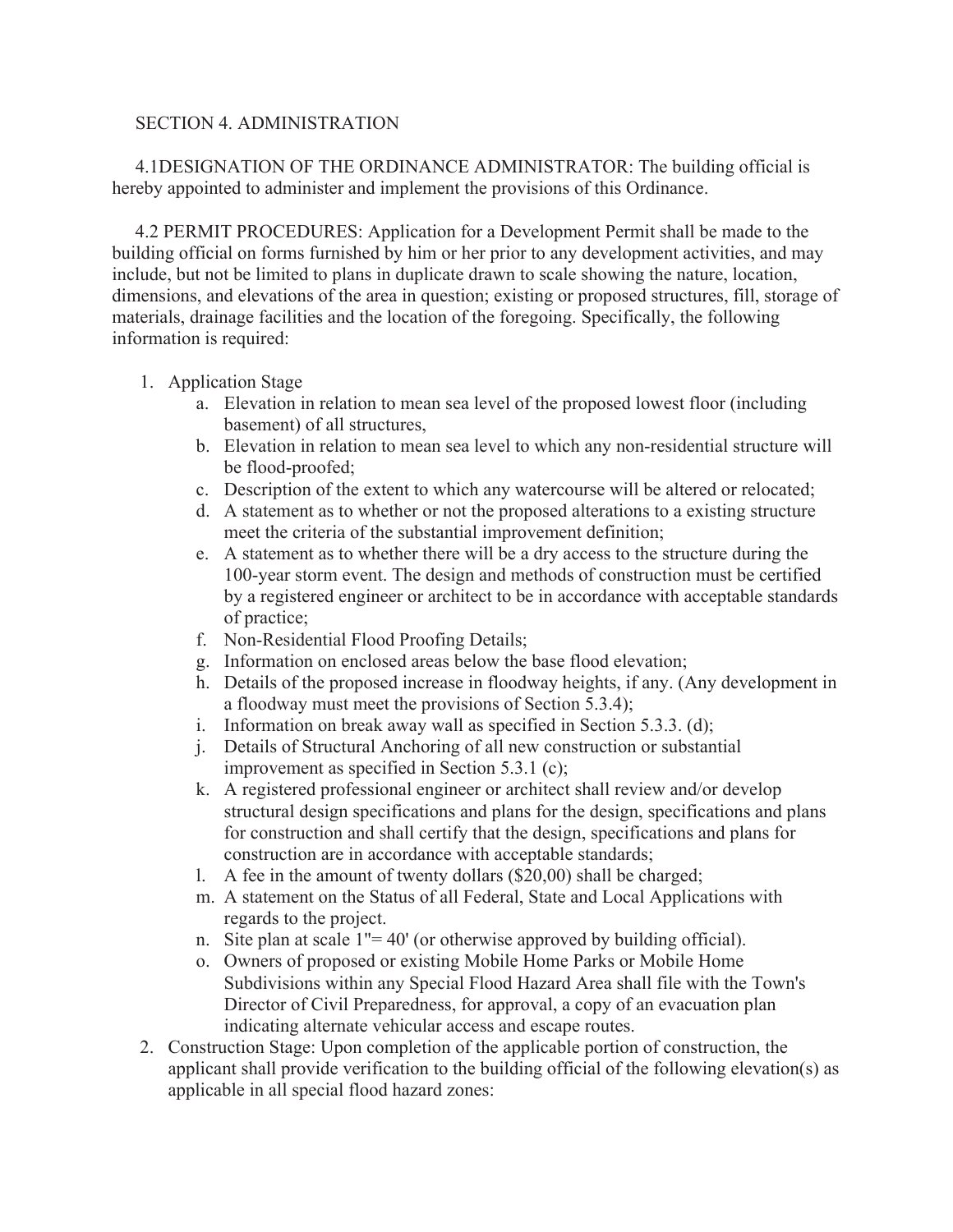## SECTION 4. ADMINISTRATION

4.1DESIGNATION OF THE ORDINANCE ADMINISTRATOR: The building official is hereby appointed to administer and implement the provisions of this Ordinance.

4.2 PERMIT PROCEDURES: Application for a Development Permit shall be made to the building official on forms furnished by him or her prior to any development activities, and may include, but not be limited to plans in duplicate drawn to scale showing the nature, location, dimensions, and elevations of the area in question; existing or proposed structures, fill, storage of materials, drainage facilities and the location of the foregoing. Specifically, the following information is required:

1. Application Stage
   a. Elevation in relation to mean sea level of the proposed lowest floor (including basement) of all structures,
   b. Elevation in relation to mean sea level to which any non-residential structure will be flood-proofed;
   c. Description of the extent to which any watercourse will be altered or relocated;
   d. A statement as to whether or not the proposed alterations to a existing structure meet the criteria of the substantial improvement definition;
   e. A statement as to whether there will be a dry access to the structure during the 100-year storm event. The design and methods of construction must be certified by a registered engineer or architect to be in accordance with acceptable standards of practice;
   f. Non-Residential Flood Proofing Details;
   g. Information on enclosed areas below the base flood elevation;
   h. Details of the proposed increase in floodway heights, if any. (Any development in a floodway must meet the provisions of Section 5.3.4);
   i. Information on break away wall as specified in Section 5.3.3. (d);
   j. Details of Structural Anchoring of all new construction or substantial improvement as specified in Section 5.3.1 (c);
   k. A registered professional engineer or architect shall review and/or develop structural design specifications and plans for the design, specifications and plans for construction and shall certify that the design, specifications and plans for construction are in accordance with acceptable standards;
   l. A fee in the amount of twenty dollars ($20,00) shall be charged;
   m. A statement on the Status of all Federal, State and Local Applications with regards to the project.
   n. Site plan at scale 1"= 40' (or otherwise approved by building official).
   o. Owners of proposed or existing Mobile Home Parks or Mobile Home Subdivisions within any Special Flood Hazard Area shall file with the Town's Director of Civil Preparedness, for approval, a copy of an evacuation plan indicating alternate vehicular access and escape routes.
2. Construction Stage: Upon completion of the applicable portion of construction, the applicant shall provide verification to the building official of the following elevation(s) as applicable in all special flood hazard zones: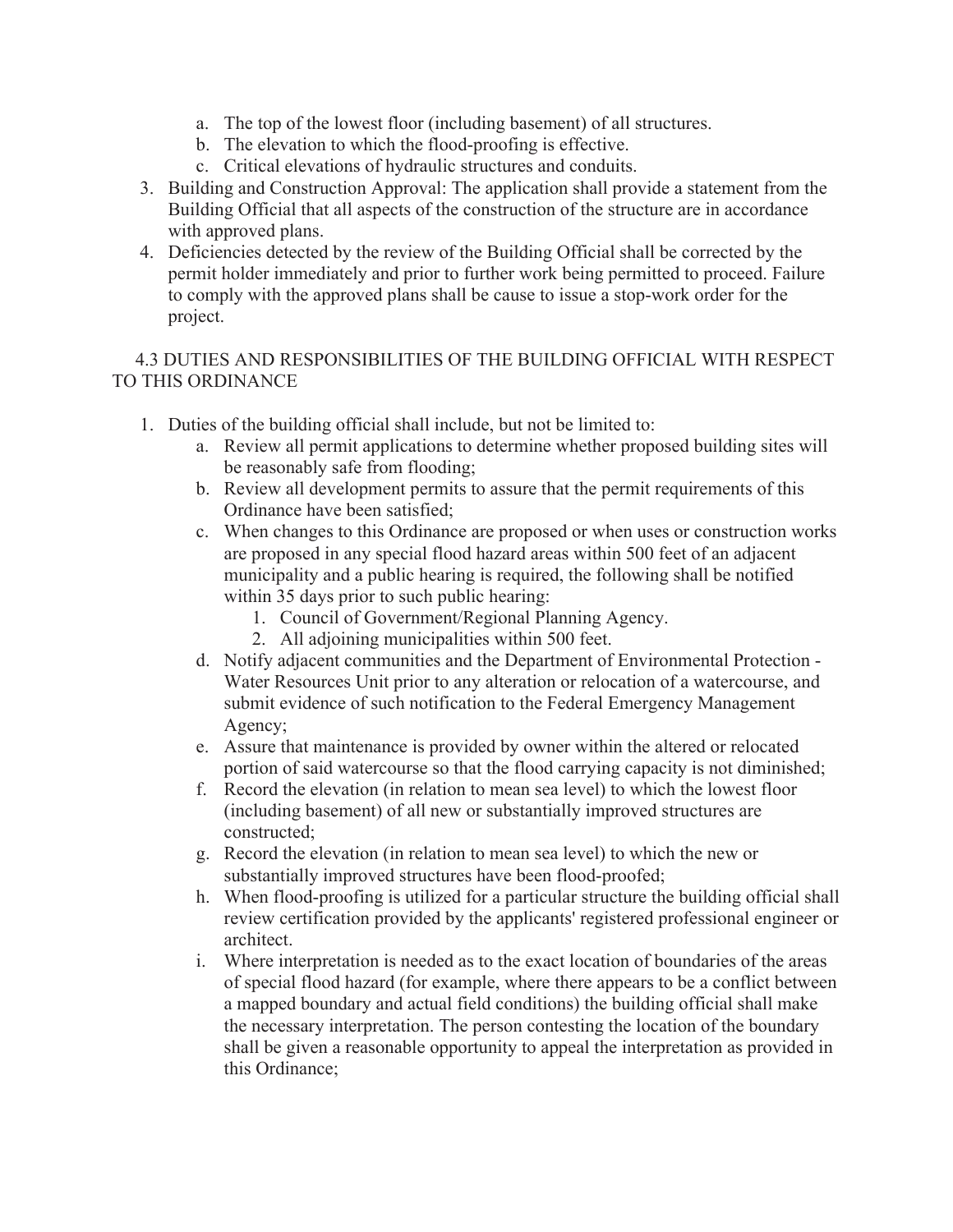a. The top of the lowest floor (including basement) of all structures.
b. The elevation to which the flood-proofing is effective.
c. Critical elevations of hydraulic structures and conduits.

3. Building and Construction Approval: The application shall provide a statement from the Building Official that all aspects of the construction of the structure are in accordance with approved plans.
4. Deficiencies detected by the review of the Building Official shall be corrected by the permit holder immediately and prior to further work being permitted to proceed. Failure to comply with the approved plans shall be cause to issue a stop-work order for the project.

## 4.3 DUTIES AND RESPONSIBILITIES OF THE BUILDING OFFICIAL WITH RESPECT TO THIS ORDINANCE

1. Duties of the building official shall include, but not be limited to:
   a. Review all permit applications to determine whether proposed building sites will be reasonably safe from flooding;
   b. Review all development permits to assure that the permit requirements of this Ordinance have been satisfied;
   c. When changes to this Ordinance are proposed or when uses or construction works are proposed in any special flood hazard areas within 500 feet of an adjacent municipality and a public hearing is required, the following shall be notified within 35 days prior to such public hearing:
      1. Council of Government/Regional Planning Agency.
      2. All adjoining municipalities within 500 feet.
   d. Notify adjacent communities and the Department of Environmental Protection - Water Resources Unit prior to any alteration or relocation of a watercourse, and submit evidence of such notification to the Federal Emergency Management Agency;
   e. Assure that maintenance is provided by owner within the altered or relocated portion of said watercourse so that the flood carrying capacity is not diminished;
   f. Record the elevation (in relation to mean sea level) to which the lowest floor (including basement) of all new or substantially improved structures are constructed;
   g. Record the elevation (in relation to mean sea level) to which the new or substantially improved structures have been flood-proofed;
   h. When flood-proofing is utilized for a particular structure the building official shall review certification provided by the applicants' registered professional engineer or architect.
   i. Where interpretation is needed as to the exact location of boundaries of the areas of special flood hazard (for example, where there appears to be a conflict between a mapped boundary and actual field conditions) the building official shall make the necessary interpretation. The person contesting the location of the boundary shall be given a reasonable opportunity to appeal the interpretation as provided in this Ordinance;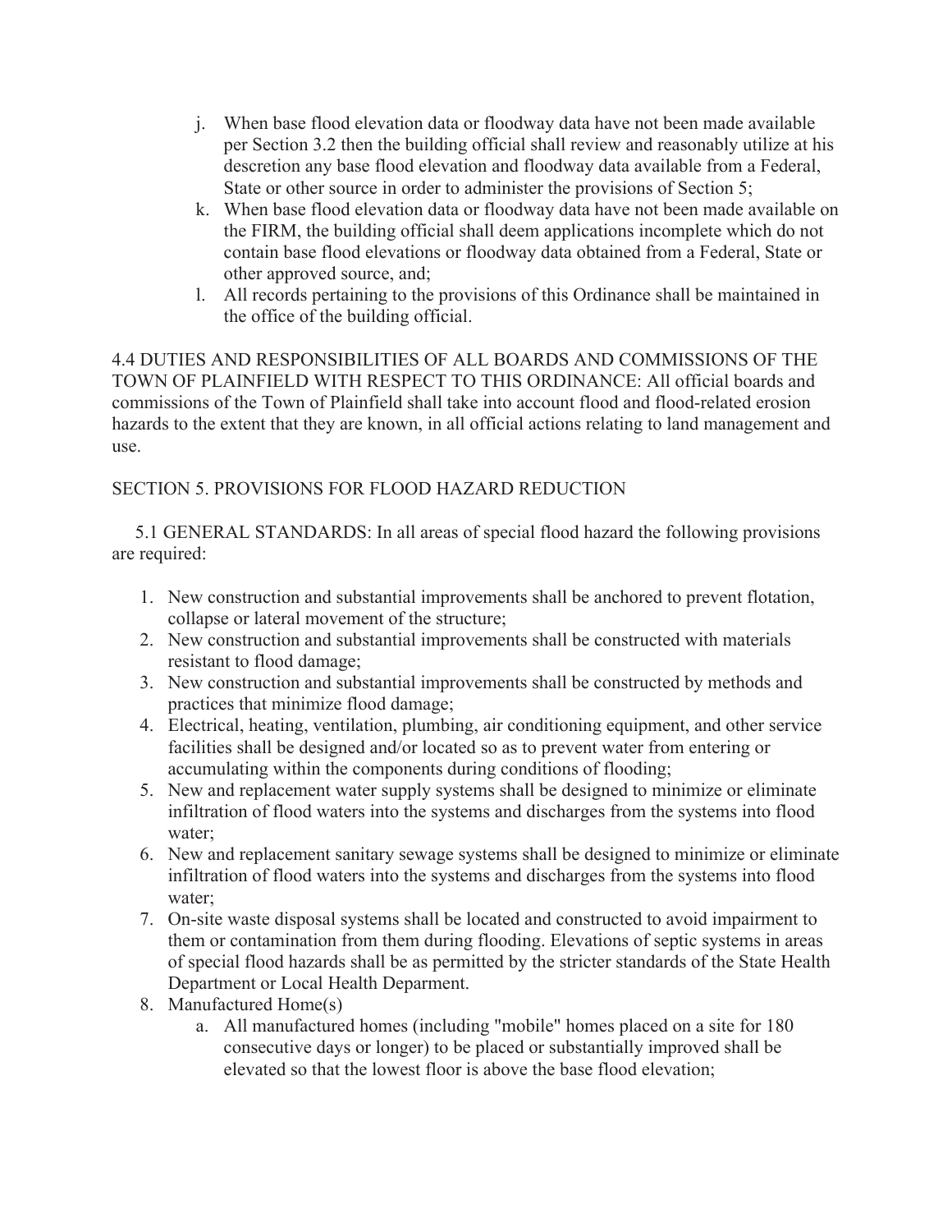j. When base flood elevation data or floodway data have not been made available per Section 3.2 then the building official shall review and reasonably utilize at his descretion any base flood elevation and floodway data available from a Federal, State or other source in order to administer the provisions of Section 5;
k. When base flood elevation data or floodway data have not been made available on the FIRM, the building official shall deem applications incomplete which do not contain base flood elevations or floodway data obtained from a Federal, State or other approved source, and;
l. All records pertaining to the provisions of this Ordinance shall be maintained in the office of the building official.

4.4 DUTIES AND RESPONSIBILITIES OF ALL BOARDS AND COMMISSIONS OF THE TOWN OF PLAINFIELD WITH RESPECT TO THIS ORDINANCE: All official boards and commissions of the Town of Plainfield shall take into account flood and flood-related erosion hazards to the extent that they are known, in all official actions relating to land management and use.

SECTION 5. PROVISIONS FOR FLOOD HAZARD REDUCTION

5.1 GENERAL STANDARDS: In all areas of special flood hazard the following provisions are required:

1. New construction and substantial improvements shall be anchored to prevent flotation, collapse or lateral movement of the structure;
2. New construction and substantial improvements shall be constructed with materials resistant to flood damage;
3. New construction and substantial improvements shall be constructed by methods and practices that minimize flood damage;
4. Electrical, heating, ventilation, plumbing, air conditioning equipment, and other service facilities shall be designed and/or located so as to prevent water from entering or accumulating within the components during conditions of flooding;
5. New and replacement water supply systems shall be designed to minimize or eliminate infiltration of flood waters into the systems and discharges from the systems into flood water;
6. New and replacement sanitary sewage systems shall be designed to minimize or eliminate infiltration of flood waters into the systems and discharges from the systems into flood water;
7. On-site waste disposal systems shall be located and constructed to avoid impairment to them or contamination from them during flooding. Elevations of septic systems in areas of special flood hazards shall be as permitted by the stricter standards of the State Health Department or Local Health Deparment.
8. Manufactured Home(s)
    a. All manufactured homes (including "mobile" homes placed on a site for 180 consecutive days or longer) to be placed or substantially improved shall be elevated so that the lowest floor is above the base flood elevation;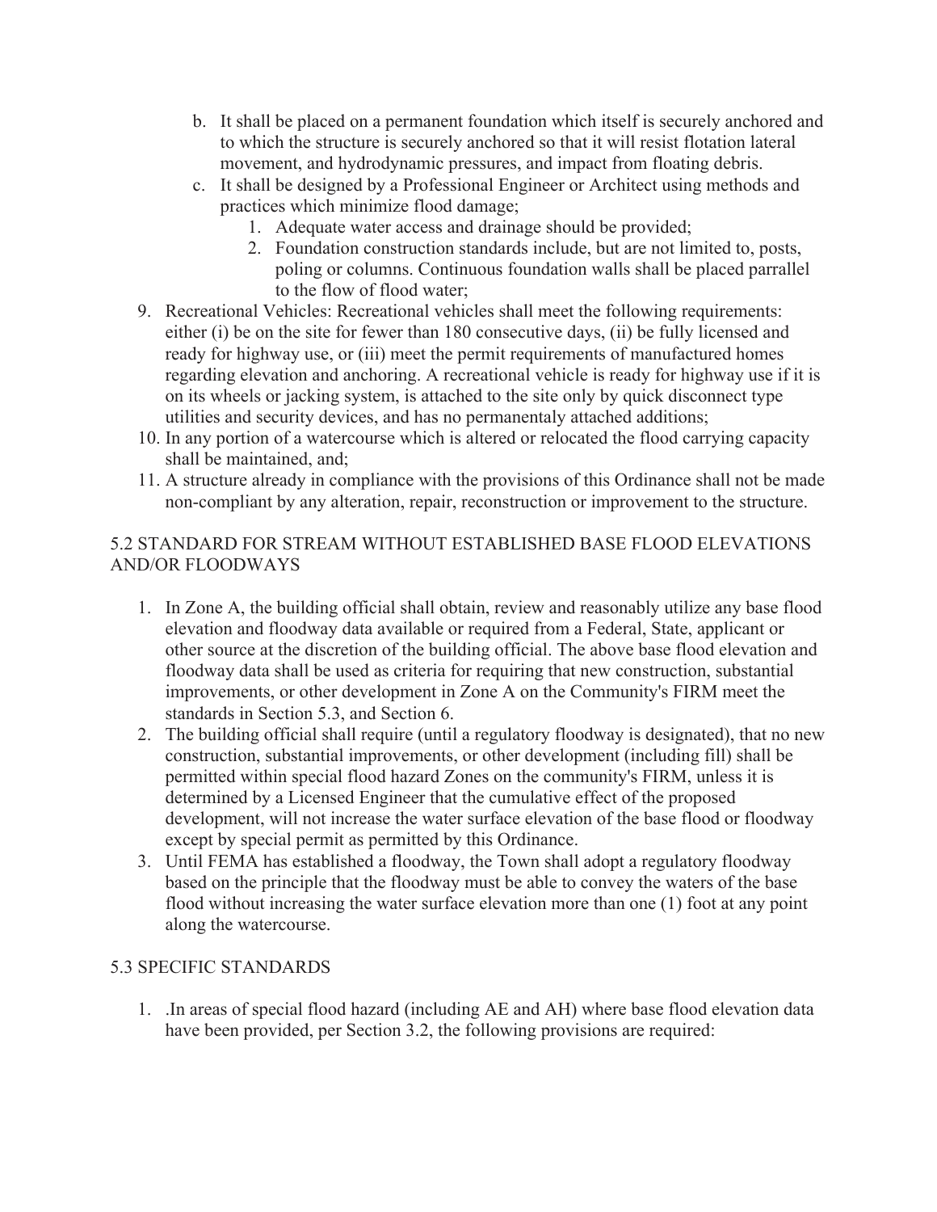b. It shall be placed on a permanent foundation which itself is securely anchored and to which the structure is securely anchored so that it will resist flotation lateral movement, and hydrodynamic pressures, and impact from floating debris.
   c. It shall be designed by a Professional Engineer or Architect using methods and practices which minimize flood damage;
      1. Adequate water access and drainage should be provided;
      2. Foundation construction standards include, but are not limited to, posts, poling or columns. Continuous foundation walls shall be placed parrallel to the flow of flood water;
9. Recreational Vehicles: Recreational vehicles shall meet the following requirements: either (i) be on the site for fewer than 180 consecutive days, (ii) be fully licensed and ready for highway use, or (iii) meet the permit requirements of manufactured homes regarding elevation and anchoring. A recreational vehicle is ready for highway use if it is on its wheels or jacking system, is attached to the site only by quick disconnect type utilities and security devices, and has no permanentaly attached additions;
10. In any portion of a watercourse which is altered or relocated the flood carrying capacity shall be maintained, and;
11. A structure already in compliance with the provisions of this Ordinance shall not be made non-compliant by any alteration, repair, reconstruction or improvement to the structure.

## 5.2 STANDARD FOR STREAM WITHOUT ESTABLISHED BASE FLOOD ELEVATIONS AND/OR FLOODWAYS

1. In Zone A, the building official shall obtain, review and reasonably utilize any base flood elevation and floodway data available or required from a Federal, State, applicant or other source at the discretion of the building official. The above base flood elevation and floodway data shall be used as criteria for requiring that new construction, substantial improvements, or other development in Zone A on the Community's FIRM meet the standards in Section 5.3, and Section 6.
2. The building official shall require (until a regulatory floodway is designated), that no new construction, substantial improvements, or other development (including fill) shall be permitted within special flood hazard Zones on the community's FIRM, unless it is determined by a Licensed Engineer that the cumulative effect of the proposed development, will not increase the water surface elevation of the base flood or floodway except by special permit as permitted by this Ordinance.
3. Until FEMA has established a floodway, the Town shall adopt a regulatory floodway based on the principle that the floodway must be able to convey the waters of the base flood without increasing the water surface elevation more than one (1) foot at any point along the watercourse.

## 5.3 SPECIFIC STANDARDS

1. .In areas of special flood hazard (including AE and AH) where base flood elevation data have been provided, per Section 3.2, the following provisions are required: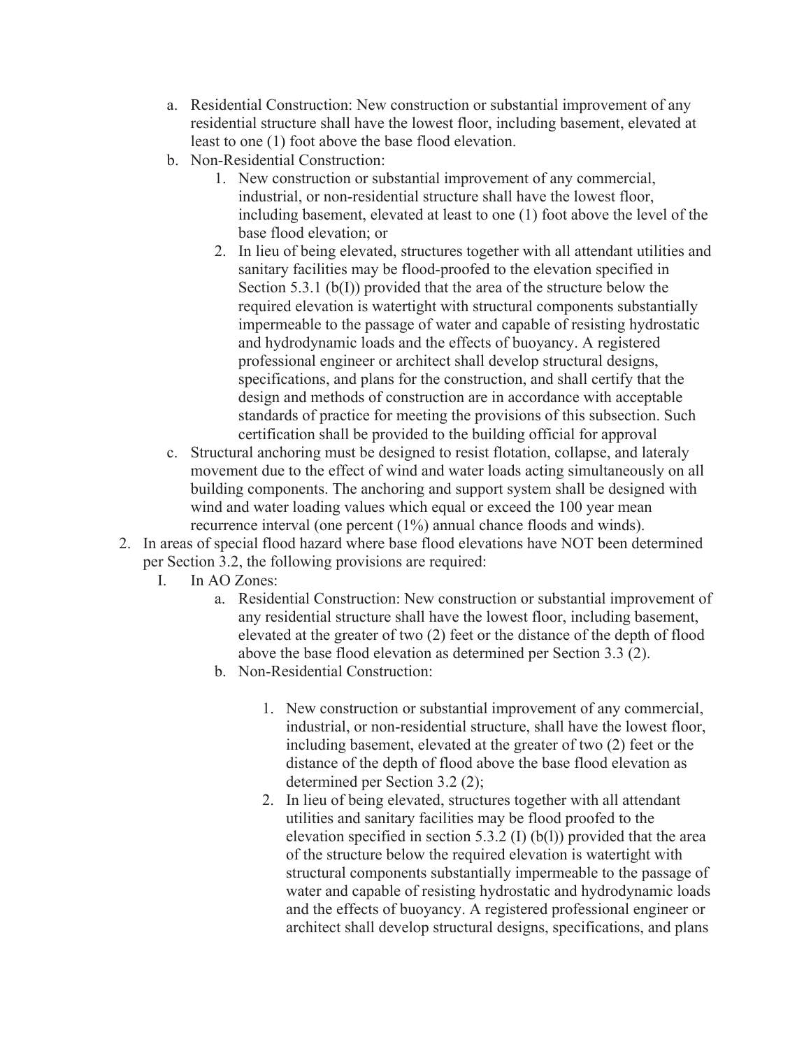a. Residential Construction: New construction or substantial improvement of any residential structure shall have the lowest floor, including basement, elevated at least to one (1) foot above the base flood elevation.
b. Non-Residential Construction:
    1. New construction or substantial improvement of any commercial, industrial, or non-residential structure shall have the lowest floor, including basement, elevated at least to one (1) foot above the level of the base flood elevation; or
    2. In lieu of being elevated, structures together with all attendant utilities and sanitary facilities may be flood-proofed to the elevation specified in Section 5.3.1 (b(I)) provided that the area of the structure below the required elevation is watertight with structural components substantially impermeable to the passage of water and capable of resisting hydrostatic and hydrodynamic loads and the effects of buoyancy. A registered professional engineer or architect shall develop structural designs, specifications, and plans for the construction, and shall certify that the design and methods of construction are in accordance with acceptable standards of practice for meeting the provisions of this subsection. Such certification shall be provided to the building official for approval
c. Structural anchoring must be designed to resist flotation, collapse, and lateraly movement due to the effect of wind and water loads acting simultaneously on all building components. The anchoring and support system shall be designed with wind and water loading values which equal or exceed the 100 year mean recurrence interval (one percent (1%) annual chance floods and winds).

2. In areas of special flood hazard where base flood elevations have NOT been determined per Section 3.2, the following provisions are required:
    I. In AO Zones:
        a. Residential Construction: New construction or substantial improvement of any residential structure shall have the lowest floor, including basement, elevated at the greater of two (2) feet or the distance of the depth of flood above the base flood elevation as determined per Section 3.3 (2).
        b. Non-Residential Construction:
            1. New construction or substantial improvement of any commercial, industrial, or non-residential structure, shall have the lowest floor, including basement, elevated at the greater of two (2) feet or the distance of the depth of flood above the base flood elevation as determined per Section 3.2 (2);
            2. In lieu of being elevated, structures together with all attendant utilities and sanitary facilities may be flood proofed to the elevation specified in section 5.3.2 (I) (b(l)) provided that the area of the structure below the required elevation is watertight with structural components substantially impermeable to the passage of water and capable of resisting hydrostatic and hydrodynamic loads and the effects of buoyancy. A registered professional engineer or architect shall develop structural designs, specifications, and plans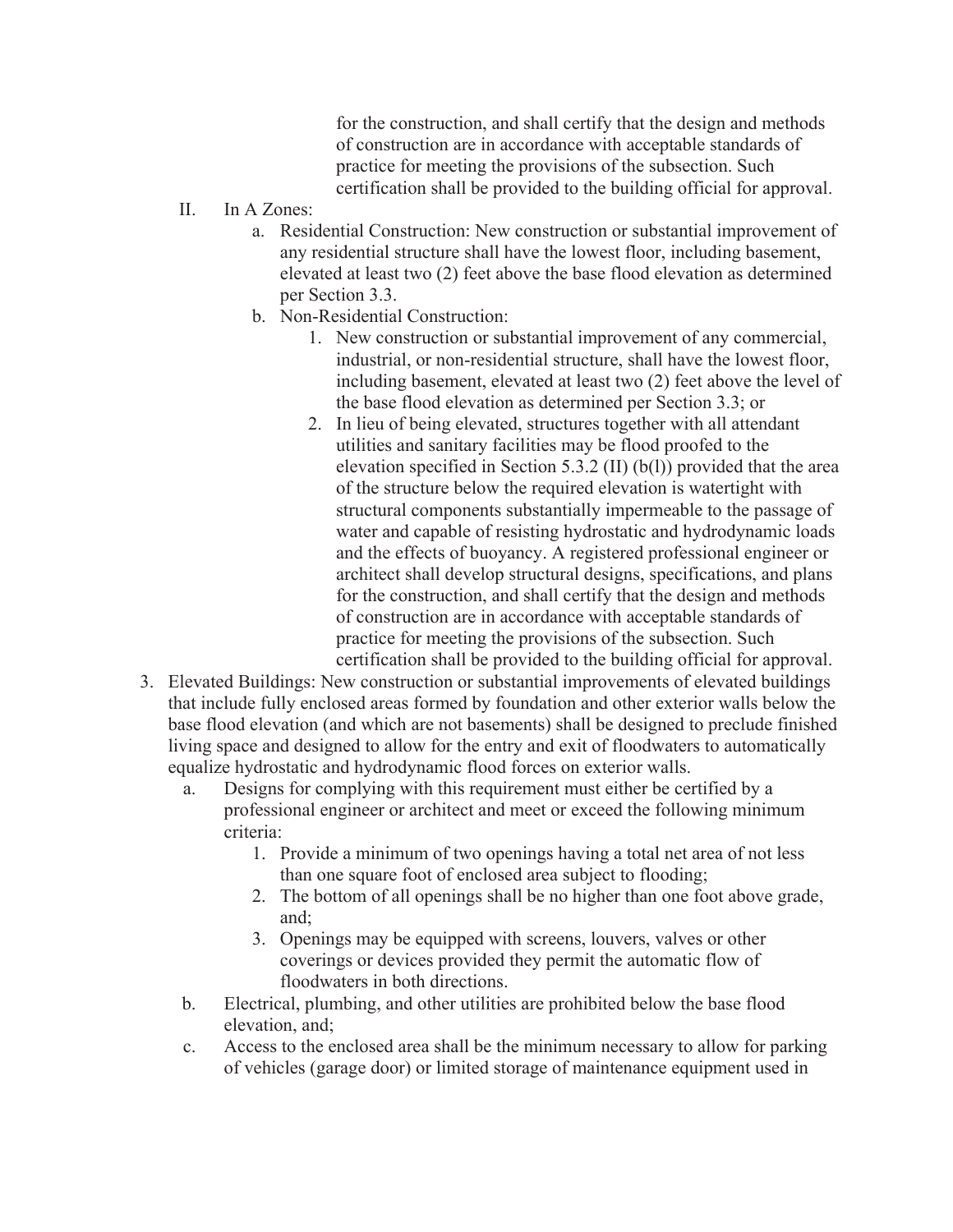for the construction, and shall certify that the design and methods of construction are in accordance with acceptable standards of practice for meeting the provisions of the subsection. Such certification shall be provided to the building official for approval.

II. In A Zones:

   a. Residential Construction: New construction or substantial improvement of any residential structure shall have the lowest floor, including basement, elevated at least two (2) feet above the base flood elevation as determined per Section 3.3.

   b. Non-Residential Construction:

      1. New construction or substantial improvement of any commercial, industrial, or non-residential structure, shall have the lowest floor, including basement, elevated at least two (2) feet above the level of the base flood elevation as determined per Section 3.3; or

      2. In lieu of being elevated, structures together with all attendant utilities and sanitary facilities may be flood proofed to the elevation specified in Section 5.3.2 (II) (b(l)) provided that the area of the structure below the required elevation is watertight with structural components substantially impermeable to the passage of water and capable of resisting hydrostatic and hydrodynamic loads and the effects of buoyancy. A registered professional engineer or architect shall develop structural designs, specifications, and plans for the construction, and shall certify that the design and methods of construction are in accordance with acceptable standards of practice for meeting the provisions of the subsection. Such certification shall be provided to the building official for approval.

3. Elevated Buildings: New construction or substantial improvements of elevated buildings that include fully enclosed areas formed by foundation and other exterior walls below the base flood elevation (and which are not basements) shall be designed to preclude finished living space and designed to allow for the entry and exit of floodwaters to automatically equalize hydrostatic and hydrodynamic flood forces on exterior walls.

   a. Designs for complying with this requirement must either be certified by a professional engineer or architect and meet or exceed the following minimum criteria:

      1. Provide a minimum of two openings having a total net area of not less than one square foot of enclosed area subject to flooding;

      2. The bottom of all openings shall be no higher than one foot above grade, and;

      3. Openings may be equipped with screens, louvers, valves or other coverings or devices provided they permit the automatic flow of floodwaters in both directions.

   b. Electrical, plumbing, and other utilities are prohibited below the base flood elevation, and;

   c. Access to the enclosed area shall be the minimum necessary to allow for parking of vehicles (garage door) or limited storage of maintenance equipment used in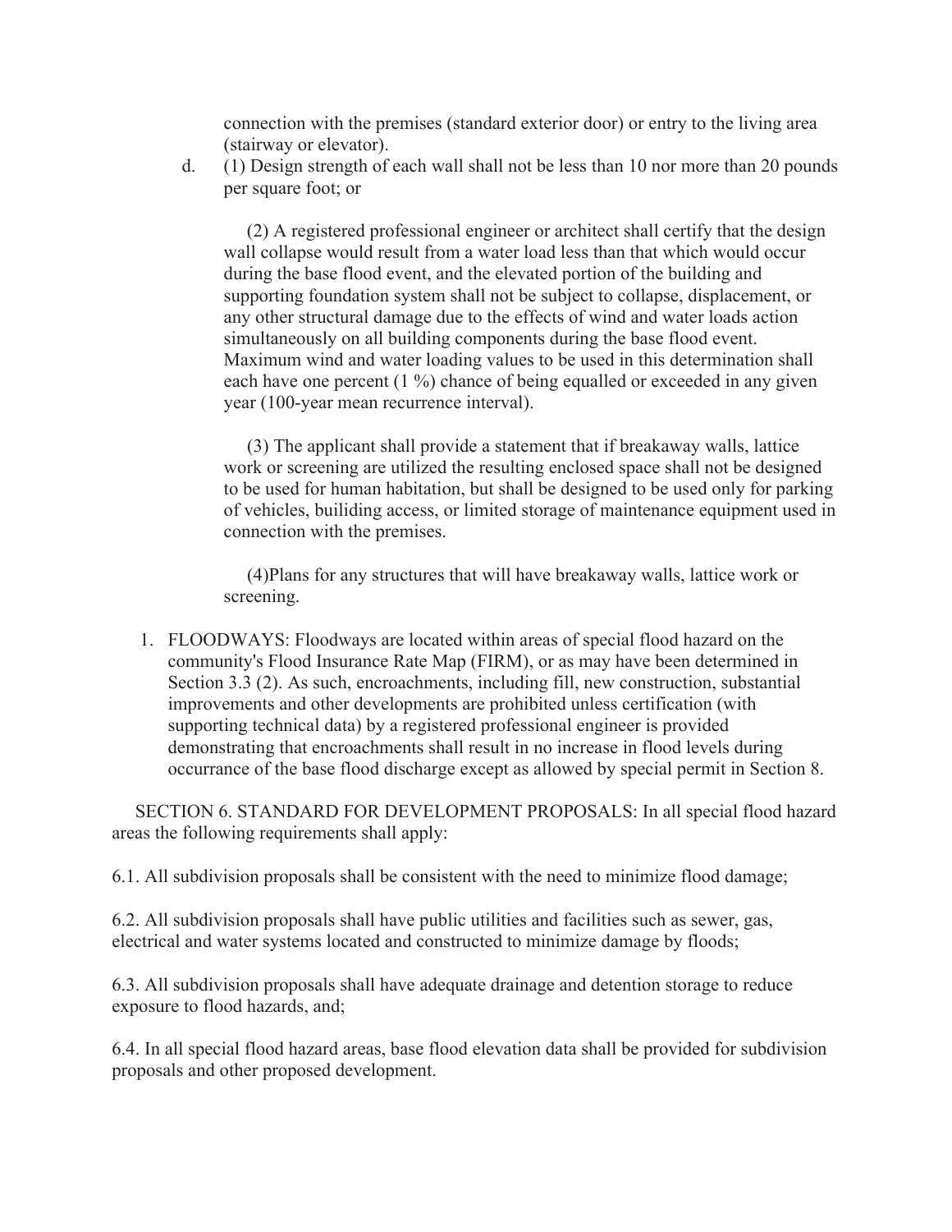connection with the premises (standard exterior door) or entry to the living area (stairway or elevator).

d. (1) Design strength of each wall shall not be less than 10 nor more than 20 pounds per square foot; or

   (2) A registered professional engineer or architect shall certify that the design wall collapse would result from a water load less than that which would occur during the base flood event, and the elevated portion of the building and supporting foundation system shall not be subject to collapse, displacement, or any other structural damage due to the effects of wind and water loads action simultaneously on all building components during the base flood event. Maximum wind and water loading values to be used in this determination shall each have one percent (1 %) chance of being equalled or exceeded in any given year (100-year mean recurrence interval).

   (3) The applicant shall provide a statement that if breakaway walls, lattice work or screening are utilized the resulting enclosed space shall not be designed to be used for human habitation, but shall be designed to be used only for parking of vehicles, builiding access, or limited storage of maintenance equipment used in connection with the premises.

   (4)Plans for any structures that will have breakaway walls, lattice work or screening.

1. FLOODWAYS: Floodways are located within areas of special flood hazard on the community's Flood Insurance Rate Map (FIRM), or as may have been determined in Section 3.3 (2). As such, encroachments, including fill, new construction, substantial improvements and other developments are prohibited unless certification (with supporting technical data) by a registered professional engineer is provided demonstrating that encroachments shall result in no increase in flood levels during occurrance of the base flood discharge except as allowed by special permit in Section 8.

SECTION 6. STANDARD FOR DEVELOPMENT PROPOSALS: In all special flood hazard areas the following requirements shall apply:

6.1. All subdivision proposals shall be consistent with the need to minimize flood damage;

6.2. All subdivision proposals shall have public utilities and facilities such as sewer, gas, electrical and water systems located and constructed to minimize damage by floods;

6.3. All subdivision proposals shall have adequate drainage and detention storage to reduce exposure to flood hazards, and;

6.4. In all special flood hazard areas, base flood elevation data shall be provided for subdivision proposals and other proposed development.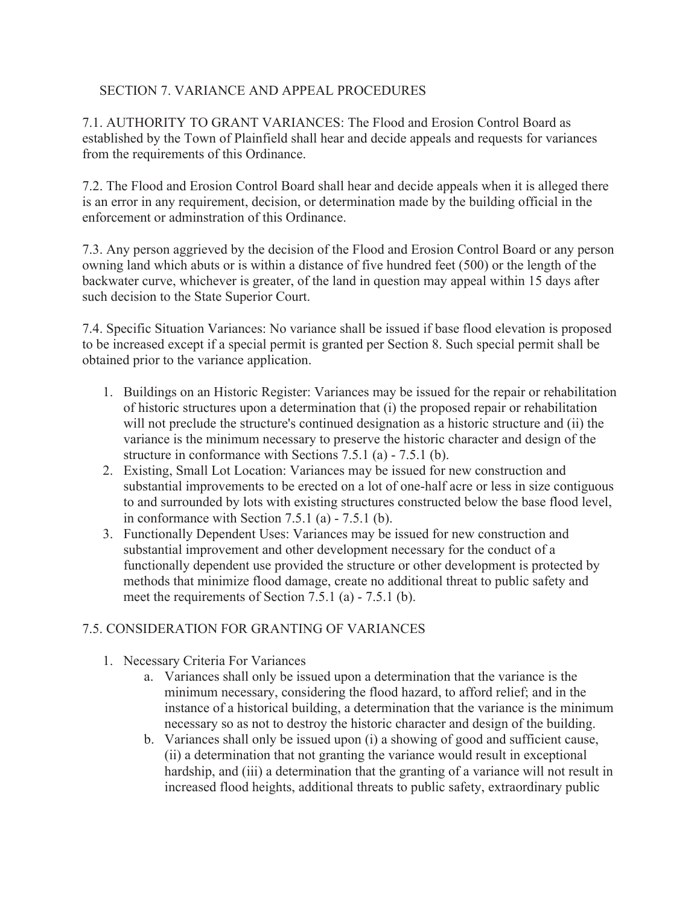## SECTION 7. VARIANCE AND APPEAL PROCEDURES

7.1. AUTHORITY TO GRANT VARIANCES: The Flood and Erosion Control Board as established by the Town of Plainfield shall hear and decide appeals and requests for variances from the requirements of this Ordinance.

7.2. The Flood and Erosion Control Board shall hear and decide appeals when it is alleged there is an error in any requirement, decision, or determination made by the building official in the enforcement or adminstration of this Ordinance.

7.3. Any person aggrieved by the decision of the Flood and Erosion Control Board or any person owning land which abuts or is within a distance of five hundred feet (500) or the length of the backwater curve, whichever is greater, of the land in question may appeal within 15 days after such decision to the State Superior Court.

7.4. Specific Situation Variances: No variance shall be issued if base flood elevation is proposed to be increased except if a special permit is granted per Section 8. Such special permit shall be obtained prior to the variance application.

1. Buildings on an Historic Register: Variances may be issued for the repair or rehabilitation of historic structures upon a determination that (i) the proposed repair or rehabilitation will not preclude the structure's continued designation as a historic structure and (ii) the variance is the minimum necessary to preserve the historic character and design of the structure in conformance with Sections 7.5.1 (a) - 7.5.1 (b).
2. Existing, Small Lot Location: Variances may be issued for new construction and substantial improvements to be erected on a lot of one-half acre or less in size contiguous to and surrounded by lots with existing structures constructed below the base flood level, in conformance with Section 7.5.1 (a) - 7.5.1 (b).
3. Functionally Dependent Uses: Variances may be issued for new construction and substantial improvement and other development necessary for the conduct of a functionally dependent use provided the structure or other development is protected by methods that minimize flood damage, create no additional threat to public safety and meet the requirements of Section 7.5.1 (a) - 7.5.1 (b).

## 7.5. CONSIDERATION FOR GRANTING OF VARIANCES

1. Necessary Criteria For Variances
   a. Variances shall only be issued upon a determination that the variance is the minimum necessary, considering the flood hazard, to afford relief; and in the instance of a historical building, a determination that the variance is the minimum necessary so as not to destroy the historic character and design of the building.
   b. Variances shall only be issued upon (i) a showing of good and sufficient cause, (ii) a determination that not granting the variance would result in exceptional hardship, and (iii) a determination that the granting of a variance will not result in increased flood heights, additional threats to public safety, extraordinary public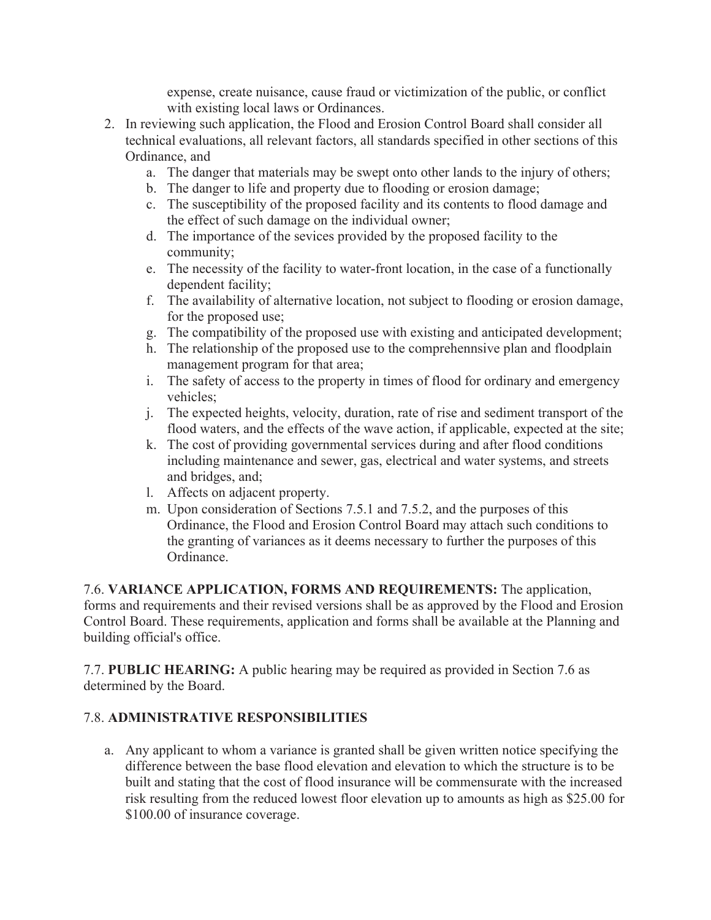expense, create nuisance, cause fraud or victimization of the public, or conflict with existing local laws or Ordinances.

2. In reviewing such application, the Flood and Erosion Control Board shall consider all technical evaluations, all relevant factors, all standards specified in other sections of this Ordinance, and
    a. The danger that materials may be swept onto other lands to the injury of others;
    b. The danger to life and property due to flooding or erosion damage;
    c. The susceptibility of the proposed facility and its contents to flood damage and the effect of such damage on the individual owner;
    d. The importance of the sevices provided by the proposed facility to the community;
    e. The necessity of the facility to water-front location, in the case of a functionally dependent facility;
    f. The availability of alternative location, not subject to flooding or erosion damage, for the proposed use;
    g. The compatibility of the proposed use with existing and anticipated development;
    h. The relationship of the proposed use to the comprehennsive plan and floodplain management program for that area;
    i. The safety of access to the property in times of flood for ordinary and emergency vehicles;
    j. The expected heights, velocity, duration, rate of rise and sediment transport of the flood waters, and the effects of the wave action, if applicable, expected at the site;
    k. The cost of providing governmental services during and after flood conditions including maintenance and sewer, gas, electrical and water systems, and streets and bridges, and;
    l. Affects on adjacent property.
    m. Upon consideration of Sections 7.5.1 and 7.5.2, and the purposes of this Ordinance, the Flood and Erosion Control Board may attach such conditions to the granting of variances as it deems necessary to further the purposes of this Ordinance.

7.6. **VARIANCE APPLICATION, FORMS AND REQUIREMENTS:** The application, forms and requirements and their revised versions shall be as approved by the Flood and Erosion Control Board. These requirements, application and forms shall be available at the Planning and building official's office.

7.7. **PUBLIC HEARING:** A public hearing may be required as provided in Section 7.6 as determined by the Board.

7.8. **ADMINISTRATIVE RESPONSIBILITIES**

a. Any applicant to whom a variance is granted shall be given written notice specifying the difference between the base flood elevation and elevation to which the structure is to be built and stating that the cost of flood insurance will be commensurate with the increased risk resulting from the reduced lowest floor elevation up to amounts as high as $25.00 for $100.00 of insurance coverage.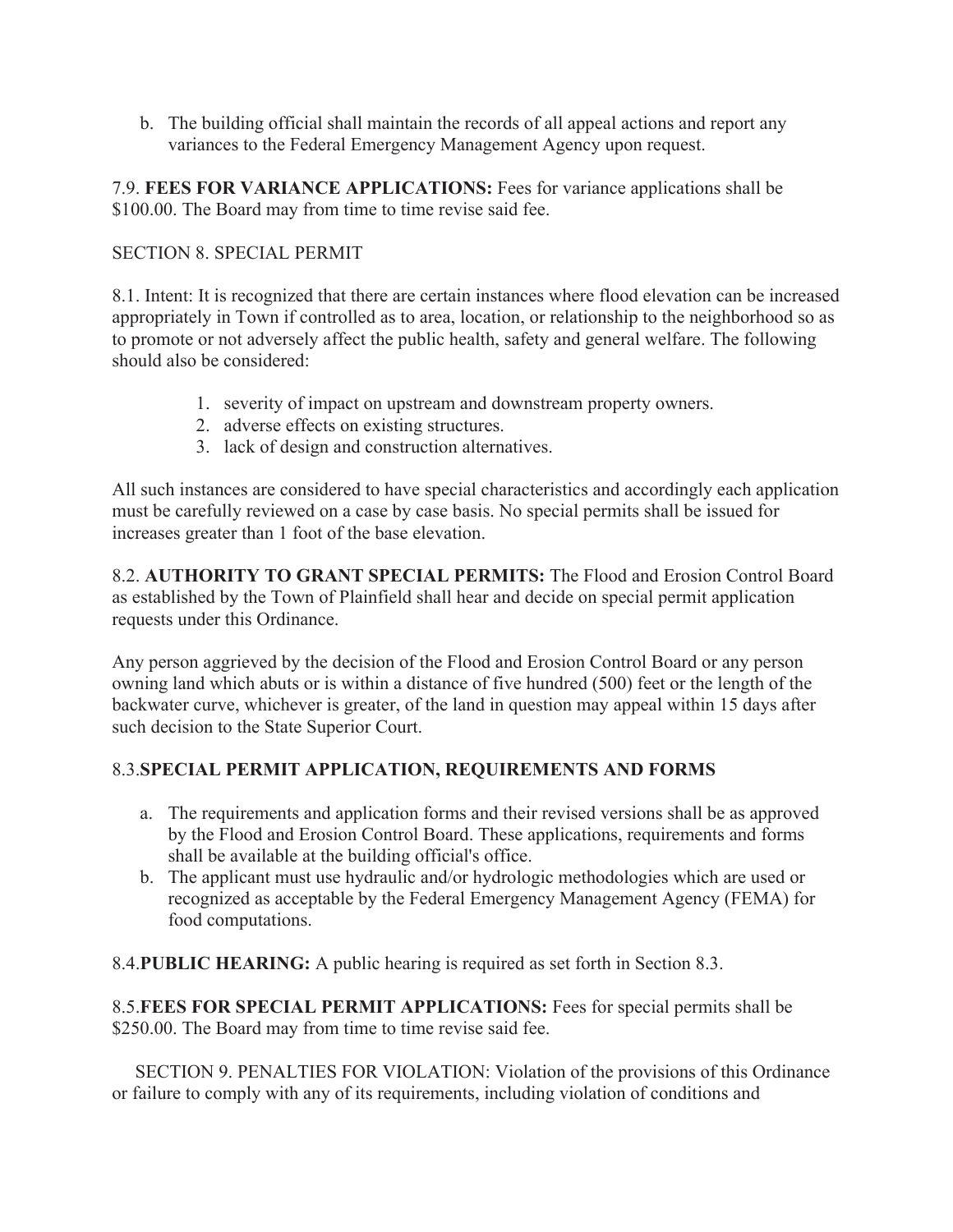b. The building official shall maintain the records of all appeal actions and report any variances to the Federal Emergency Management Agency upon request.

7.9. **FEES FOR VARIANCE APPLICATIONS:** Fees for variance applications shall be $100.00. The Board may from time to time revise said fee.

SECTION 8. SPECIAL PERMIT

8.1. Intent: It is recognized that there are certain instances where flood elevation can be increased appropriately in Town if controlled as to area, location, or relationship to the neighborhood so as to promote or not adversely affect the public health, safety and general welfare. The following should also be considered:

1. severity of impact on upstream and downstream property owners.
2. adverse effects on existing structures.
3. lack of design and construction alternatives.

All such instances are considered to have special characteristics and accordingly each application must be carefully reviewed on a case by case basis. No special permits shall be issued for increases greater than 1 foot of the base elevation.

8.2. **AUTHORITY TO GRANT SPECIAL PERMITS:** The Flood and Erosion Control Board as established by the Town of Plainfield shall hear and decide on special permit application requests under this Ordinance.

Any person aggrieved by the decision of the Flood and Erosion Control Board or any person owning land which abuts or is within a distance of five hundred (500) feet or the length of the backwater curve, whichever is greater, of the land in question may appeal within 15 days after such decision to the State Superior Court.

8.3.**SPECIAL PERMIT APPLICATION, REQUIREMENTS AND FORMS**

a. The requirements and application forms and their revised versions shall be as approved by the Flood and Erosion Control Board. These applications, requirements and forms shall be available at the building official's office.
b. The applicant must use hydraulic and/or hydrologic methodologies which are used or recognized as acceptable by the Federal Emergency Management Agency (FEMA) for food computations.

8.4.**PUBLIC HEARING:** A public hearing is required as set forth in Section 8.3.

8.5.**FEES FOR SPECIAL PERMIT APPLICATIONS:** Fees for special permits shall be $250.00. The Board may from time to time revise said fee.

SECTION 9. PENALTIES FOR VIOLATION: Violation of the provisions of this Ordinance or failure to comply with any of its requirements, including violation of conditions and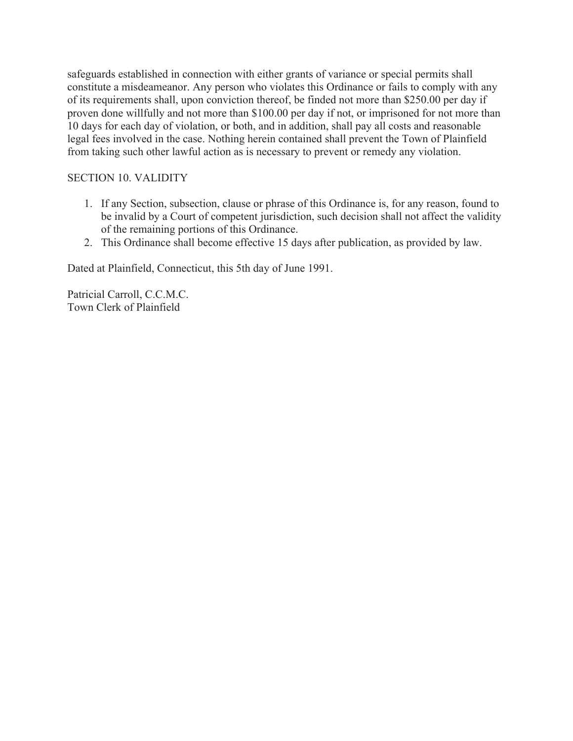safeguards established in connection with either grants of variance or special permits shall constitute a misdeameanor. Any person who violates this Ordinance or fails to comply with any of its requirements shall, upon conviction thereof, be finded not more than $250.00 per day if proven done willfully and not more than $100.00 per day if not, or imprisoned for not more than 10 days for each day of violation, or both, and in addition, shall pay all costs and reasonable legal fees involved in the case. Nothing herein contained shall prevent the Town of Plainfield from taking such other lawful action as is necessary to prevent or remedy any violation.

SECTION 10. VALIDITY

1. If any Section, subsection, clause or phrase of this Ordinance is, for any reason, found to be invalid by a Court of competent jurisdiction, such decision shall not affect the validity of the remaining portions of this Ordinance.
2. This Ordinance shall become effective 15 days after publication, as provided by law.

Dated at Plainfield, Connecticut, this 5th day of June 1991.

Patricial Carroll, C.C.M.C.
Town Clerk of Plainfield